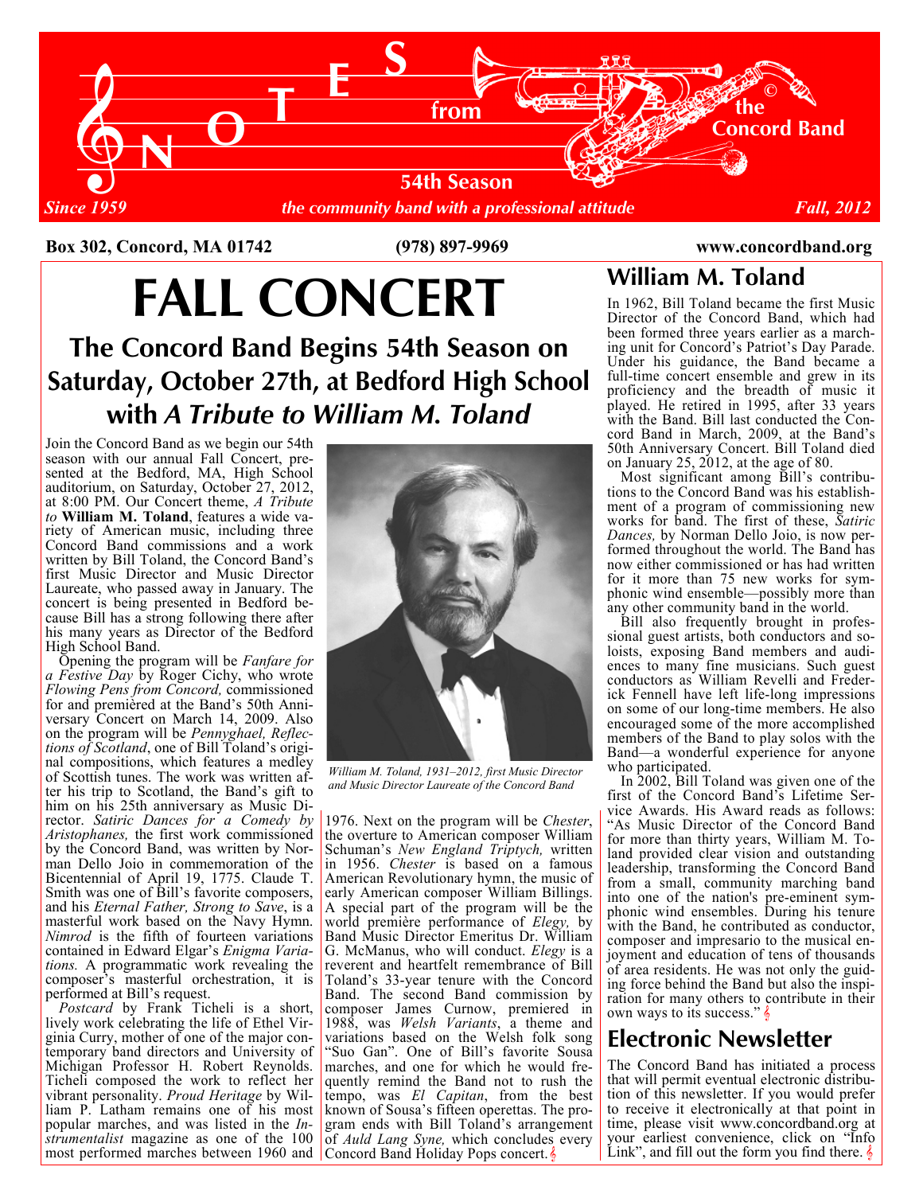# NOTES from the Concord Band

54th Season

*Since 1959* — *the community band with a professional attitude* — *Fall, 2012*

**Box 302, Concord, MA 01742** **(978) 897-9969** **www.concordband.org**

# FALL CONCERT

## The Concord Band Begins 54th Season on Saturday, October 27th, at Bedford High School with *A Tribute to William M. Toland*

Join the Concord Band as we begin our 54th season with our annual Fall Concert, presented at the Bedford, MA, High School auditorium, on Saturday, October 27, 2012, at 8:00 PM. Our Concert theme, *A Tribute to* **William M. Toland**, features a wide variety of American music, including three Concord Band commissions and a work written by Bill Toland, the Concord Band's first Music Director and Music Director Laureate, who passed away in January. The concert is being presented in Bedford because Bill has a strong following there after his many years as Director of the Bedford High School Band.

Opening the program will be *Fanfare for a Festive Day* by Roger Cichy, who wrote *Flowing Pens from Concord,* commissioned for and premièred at the Band's 50th Anniversary Concert on March 14, 2009. Also on the program will be *Pennyghael, Reflections of Scotland*, one of Bill Toland's original compositions, which features a medley of Scottish tunes. The work was written after his trip to Scotland, the Band's gift to him on his 25th anniversary as Music Director. *Satiric Dances for a Comedy by Aristophanes,* the first work commissioned by the Concord Band, was written by Norman Dello Joio in commemoration of the Bicentennial of April 19, 1775. Claude T. Smith was one of Bill's favorite composers, and his *Eternal Father, Strong to Save*, is a masterful work based on the Navy Hymn. *Nimrod* is the fifth of fourteen variations contained in Edward Elgar's *Enigma Variations.* A programmatic work revealing the composer's masterful orchestration, it is performed at Bill's request.

*Postcard* by Frank Ticheli is a short, lively work celebrating the life of Ethel Virginia Curry, mother of one of the major contemporary band directors and University of Michigan Professor H. Robert Reynolds. Ticheli composed the work to reflect her vibrant personality. *Proud Heritage* by William P. Latham remains one of his most popular marches, and was listed in the *Instrumentalist* magazine as one of the 100 most performed marches between 1960 and 1976. Next on the program will be *Chester*, the overture to American composer William Schuman's *New England Triptych,* written in 1956. *Chester* is based on a famous American Revolutionary hymn, the music of early American composer William Billings. A special part of the program will be the world première performance of *Elegy,* by Band Music Director Emeritus Dr. William G. McManus, who will conduct. *Elegy* is a reverent and heartfelt remembrance of Bill Toland's 33-year tenure with the Concord Band. The second Band commission by composer James Curnow, premiered in 1988, was *Welsh Variants*, a theme and variations based on the Welsh folk song "Suo Gan". One of Bill's favorite Sousa marches, and one for which he would frequently remind the Band not to rush the tempo, was *El Capitan*, from the best known of Sousa's fifteen operettas. The program ends with Bill Toland's arrangement of *Auld Lang Syne,* which concludes every Concord Band Holiday Pops concert.

*William M. Toland, 1931–2012, first Music Director and Music Director Laureate of the Concord Band*

## William M. Toland

In 1962, Bill Toland became the first Music Director of the Concord Band, which had been formed three years earlier as a marching unit for Concord's Patriot's Day Parade. Under his guidance, the Band became a full-time concert ensemble and grew in its proficiency and the breadth of music it played. He retired in 1995, after 33 years with the Band. Bill last conducted the Concord Band in March, 2009, at the Band's 50th Anniversary Concert. Bill Toland died on January 25, 2012, at the age of 80.

Most significant among Bill's contributions to the Concord Band was his establishment of a program of commissioning new works for band. The first of these, *Satiric Dances,* by Norman Dello Joio, is now performed throughout the world. The Band has now either commissioned or has had written for it more than 75 new works for symphonic wind ensemble—possibly more than any other community band in the world.

Bill also frequently brought in professional guest artists, both conductors and soloists, exposing Band members and audiences to many fine musicians. Such guest conductors as William Revelli and Frederick Fennell have left life-long impressions on some of our long-time members. He also encouraged some of the more accomplished members of the Band to play solos with the Band—a wonderful experience for anyone who participated.

In 2002, Bill Toland was given one of the first of the Concord Band's Lifetime Service Awards. His Award reads as follows: "As Music Director of the Concord Band for more than thirty years, William M. Toland provided clear vision and outstanding leadership, transforming the Concord Band from a small, community marching band into one of the nation's pre-eminent symphonic wind ensembles. During his tenure with the Band, he contributed as conductor, composer and impresario to the musical enjoyment and education of tens of thousands of area residents. He was not only the guiding force behind the Band but also the inspiration for many others to contribute in their own ways to its success."

## Electronic Newsletter

The Concord Band has initiated a process that will permit eventual electronic distribution of this newsletter. If you would prefer to receive it electronically at that point in time, please visit www.concordband.org at your earliest convenience, click on "Info Link", and fill out the form you find there.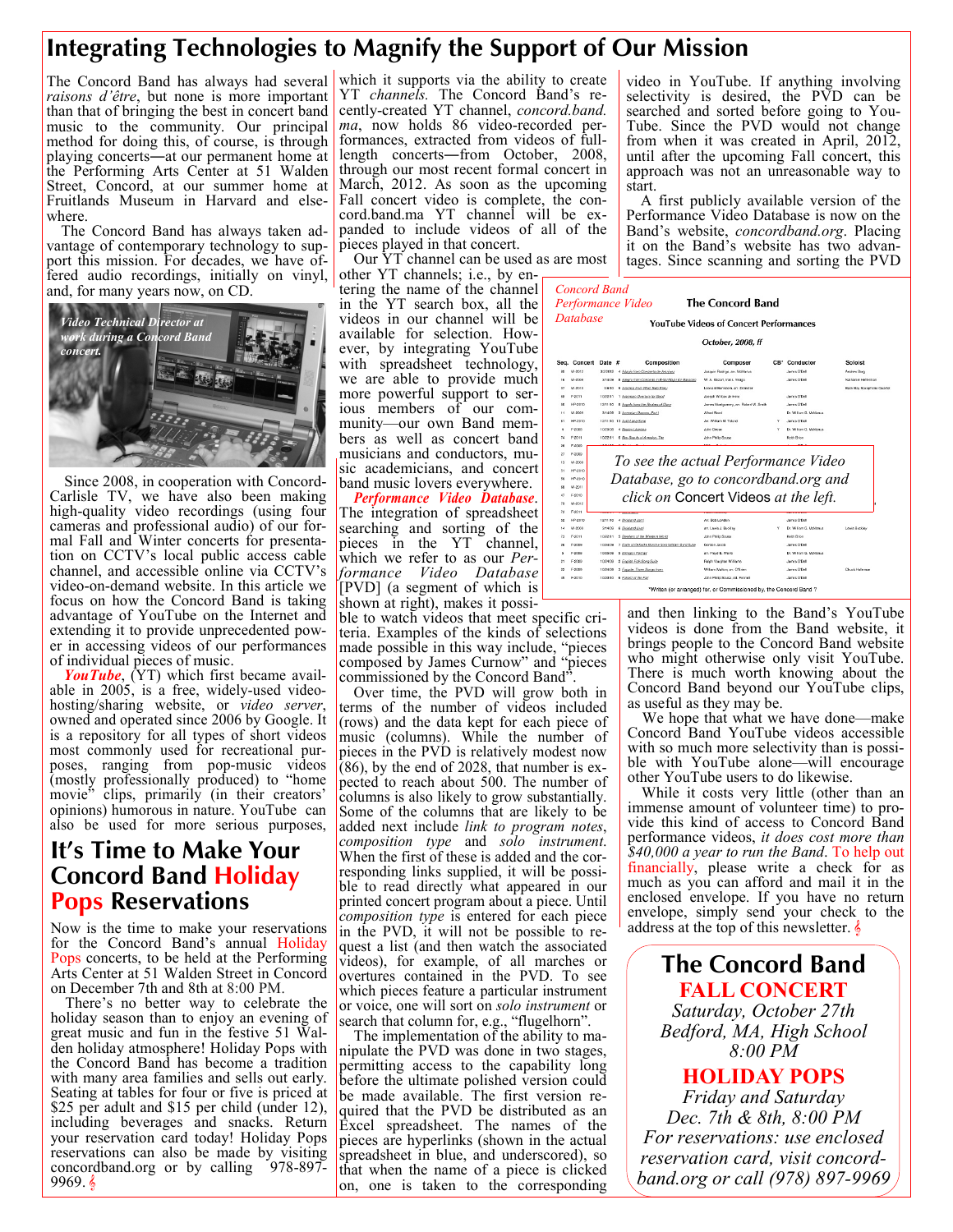# Integrating Technologies to Magnify the Support of Our Mission

The Concord Band has always had several *raisons d'être*, but none is more important than that of bringing the best in concert band music to the community. Our principal method for doing this, of course, is through playing concerts—at our permanent home at the Performing Arts Center at 51 Walden Street, Concord, at our summer home at Fruitlands Museum in Harvard and elsewhere.

The Concord Band has always taken advantage of contemporary technology to support this mission. For decades, we have offered audio recordings, initially on vinyl, and, for many years now, on CD.

*Video Technical Director at work during a Concord Band concert.*

Since 2008, in cooperation with Concord-Carlisle TV, we have also been making high-quality video recordings (using four cameras and professional audio) of our formal Fall and Winter concerts for presentation on CCTV's local public access cable channel, and accessible online via CCTV's video-on-demand website. In this article we focus on how the Concord Band is taking advantage of YouTube on the Internet and extending it to provide unprecedented power in accessing videos of our performances of individual pieces of music.

***YouTube***, (YT) which first became available in 2005, is a free, widely-used video-hosting/sharing website, or *video server*, owned and operated since 2006 by Google. It is a repository for all types of short videos most commonly used for recreational purposes, ranging from pop-music videos (mostly professionally produced) to "home movie" clips, primarily (in their creators' opinions) humorous in nature. YouTube can also be used for more serious purposes, which it supports via the ability to create YT *channels.* The Concord Band's recently-created YT channel, *concord.band.ma*, now holds 86 video-recorded performances, extracted from videos of full-length concerts—from October, 2008, through our most recent formal concert in March, 2012. As soon as the upcoming Fall concert video is complete, the concord.band.ma YT channel will be expanded to include videos of all of the pieces played in that concert.

Our YT channel can be used as are most other YT channels; i.e., by entering the name of the channel in the YT search box, all the videos in our channel will be available for selection. However, by integrating YouTube with spreadsheet technology, we are able to provide much more powerful support to serious members of our community—our own Band members as well as concert band musicians and conductors, music academicians, and concert band music lovers everywhere.

***Performance Video Database***. The integration of spreadsheet searching and sorting of the pieces in the YT channel, which we refer to as our *Performance Video Database* [PVD] (a segment of which is shown at right), makes it possible to watch videos that meet specific criteria. Examples of the kinds of selections made possible in this way include, "pieces composed by James Curnow" and "pieces commissioned by the Concord Band".

Over time, the PVD will grow both in terms of the number of videos included (rows) and the data kept for each piece of music (columns). While the number of pieces in the PVD is relatively modest now (86), by the end of 2028, that number is expected to reach about 500. The number of columns is also likely to grow substantially. Some of the columns that are likely to be added next include *link to program notes*, *composition type* and *solo instrument.* When the first of these is added and the corresponding links supplied, it will be possible to read directly what appeared in our printed concert program about a piece. Until *composition type* is entered for each piece in the PVD, it will not be possible to request a list (and then watch the associated videos), for example, of all marches or overtures contained in the PVD. To see which pieces feature a particular instrument or voice, one will sort on *solo instrument* or search that column for, e.g., "flugelhorn".

The implementation of the ability to manipulate the PVD was done in two stages, permitting access to the capability long before the ultimate polished version could be made available. The first version required that the PVD be distributed as an Excel spreadsheet. The names of the pieces are hyperlinks (shown in the actual spreadsheet in blue, and underscored), so that when the name of a piece is clicked on, one is taken to the corresponding video in YouTube. If anything involving selectivity is desired, the PVD can be searched and sorted before going to YouTube. Since the PVD would not change from when it was created in April, 2012, until after the upcoming Fall concert, this approach was not an unreasonable way to start.

A first publicly available version of the Performance Video Database is now on the Band's website, *concordband.org*. Placing it on the Band's website has two advantages. Since scanning and sorting the PVD and then linking to the Band's YouTube videos is done from the Band website, it brings people to the Concord Band website who might otherwise only visit YouTube. There is much worth knowing about the Concord Band beyond our YouTube clips, as useful as they may be.

*Concord Band Performance Video Database*

**The Concord Band**

**YouTube Videos of Concert Performances**

***October, 2008, ff***

*To see the actual Performance Video Database, go to concordband.org and click on* Concert Videos *at the left.*

*Written (or arranged) for, or Commissioned by, the Concord Band ?

We hope that what we have done—make Concord Band YouTube videos accessible with so much more selectivity than is possible with YouTube alone—will encourage other YouTube users to do likewise.

While it costs very little (other than an immense amount of volunteer time) to provide this kind of access to Concord Band performance videos, *it does cost more than $40,000 a year to run the Band*. To help out financially, please write a check for as much as you can afford and mail it in the enclosed envelope. If you have no return envelope, simply send your check to the address at the top of this newsletter.

# It's Time to Make Your Concord Band Holiday Pops Reservations

Now is the time to make your reservations for the Concord Band's annual Holiday Pops concerts, to be held at the Performing Arts Center at 51 Walden Street in Concord on December 7th and 8th at 8:00 PM.

There's no better way to celebrate the holiday season than to enjoy an evening of great music and fun in the festive 51 Walden holiday atmosphere! Holiday Pops with the Concord Band has become a tradition with many area families and sells out early. Seating at tables for four or five is priced at $25 per adult and $15 per child (under 12), including beverages and snacks. Return your reservation card today! Holiday Pops reservations can also be made by visiting concordband.org or by calling 978-897-9969.

## The Concord Band

**FALL CONCERT**

*Saturday, October 27th*
*Bedford, MA, High School*
*8:00 PM*

**HOLIDAY POPS**

*Friday and Saturday*
*Dec. 7th & 8th, 8:00 PM*
*For reservations: use enclosed reservation card, visit concordband.org or call (978) 897-9969*